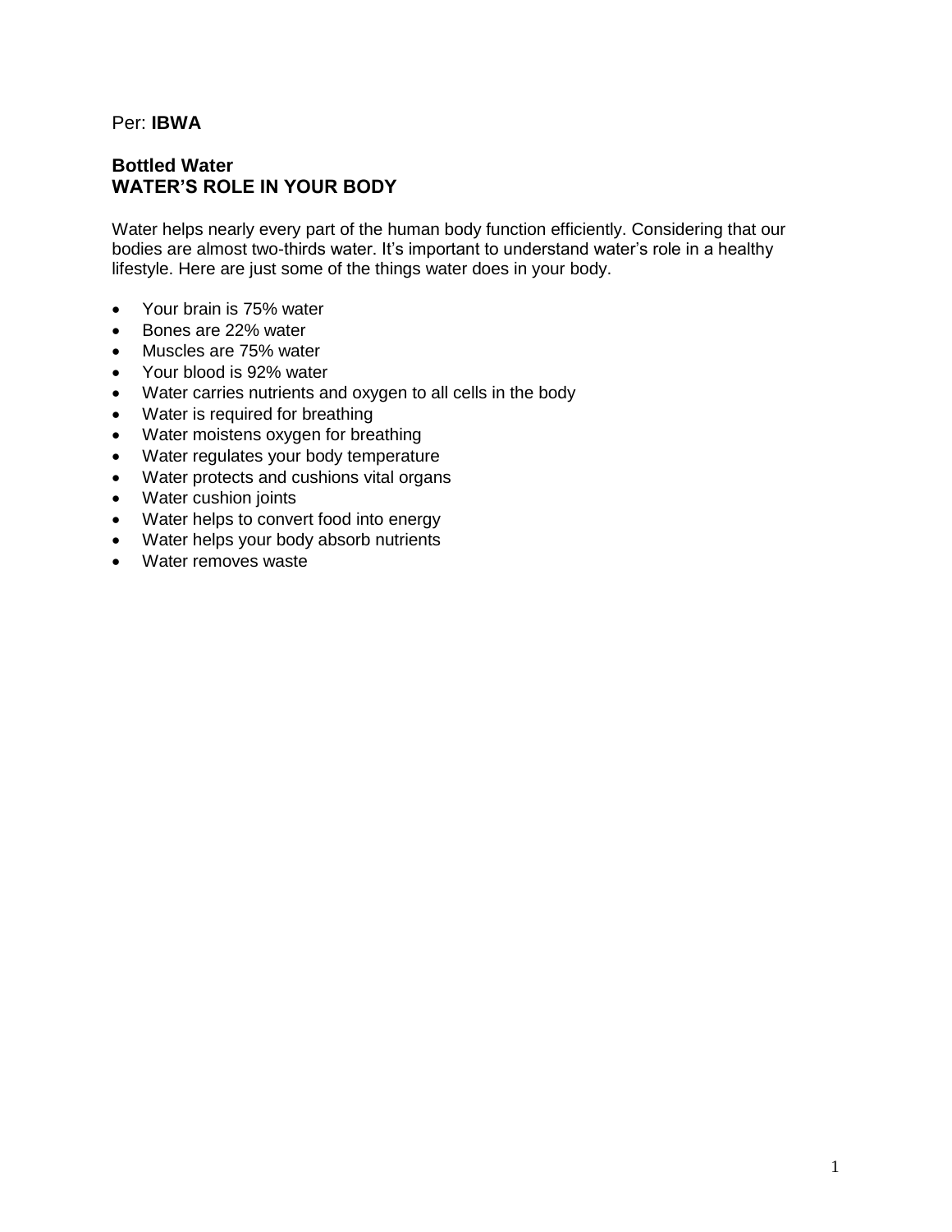Per: **IBWA**

## Bottled Water
## WATER'S ROLE IN YOUR BODY

Water helps nearly every part of the human body function efficiently. Considering that our bodies are almost two-thirds water. It's important to understand water's role in a healthy lifestyle. Here are just some of the things water does in your body.

- Your brain is 75% water
- Bones are 22% water
- Muscles are 75% water
- Your blood is 92% water
- Water carries nutrients and oxygen to all cells in the body
- Water is required for breathing
- Water moistens oxygen for breathing
- Water regulates your body temperature
- Water protects and cushions vital organs
- Water cushion joints
- Water helps to convert food into energy
- Water helps your body absorb nutrients
- Water removes waste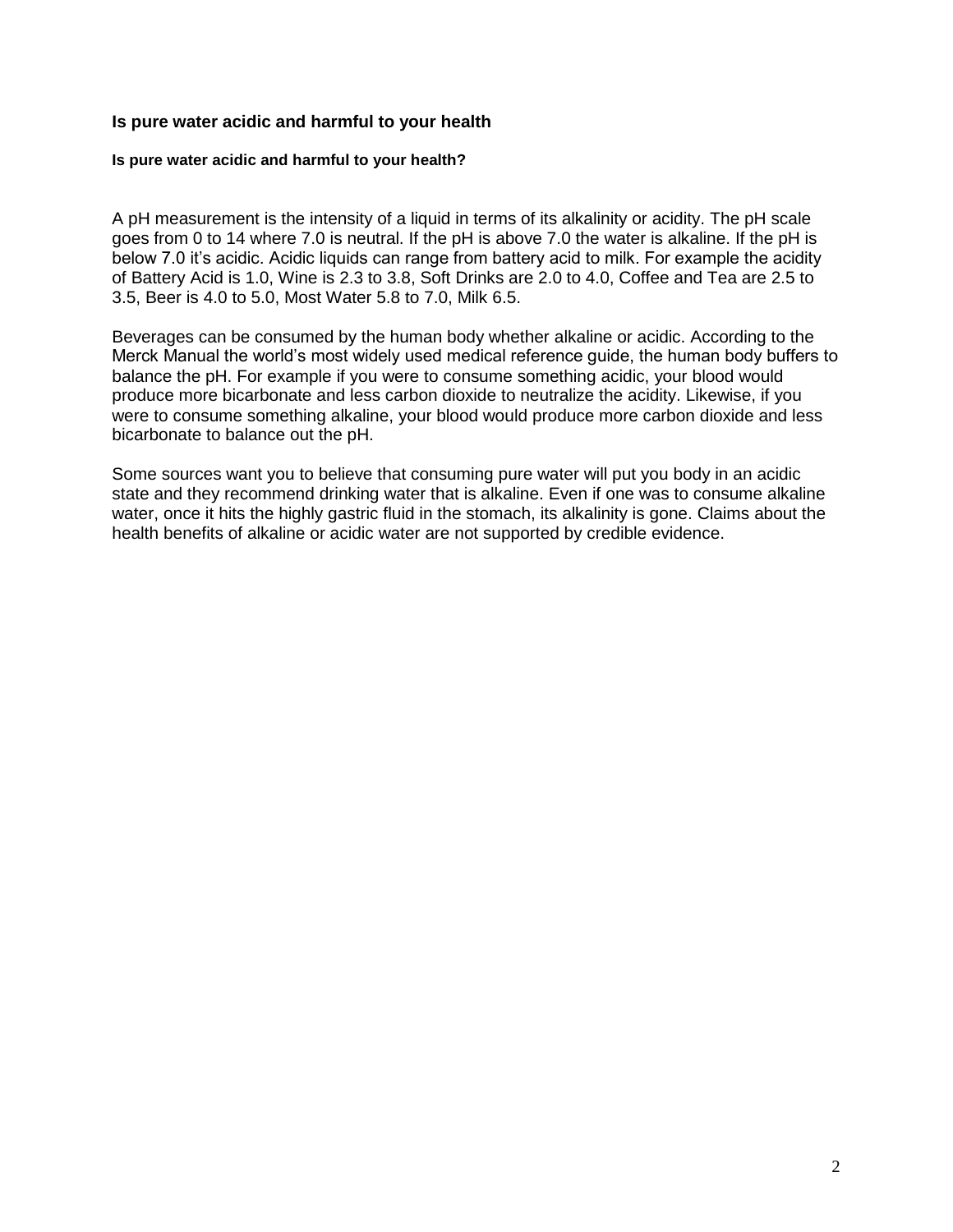## Is pure water acidic and harmful to your health

### Is pure water acidic and harmful to your health?

A pH measurement is the intensity of a liquid in terms of its alkalinity or acidity. The pH scale goes from 0 to 14 where 7.0 is neutral. If the pH is above 7.0 the water is alkaline. If the pH is below 7.0 it's acidic. Acidic liquids can range from battery acid to milk. For example the acidity of Battery Acid is 1.0, Wine is 2.3 to 3.8, Soft Drinks are 2.0 to 4.0, Coffee and Tea are 2.5 to 3.5, Beer is 4.0 to 5.0, Most Water 5.8 to 7.0, Milk 6.5.

Beverages can be consumed by the human body whether alkaline or acidic. According to the Merck Manual the world's most widely used medical reference guide, the human body buffers to balance the pH. For example if you were to consume something acidic, your blood would produce more bicarbonate and less carbon dioxide to neutralize the acidity. Likewise, if you were to consume something alkaline, your blood would produce more carbon dioxide and less bicarbonate to balance out the pH.

Some sources want you to believe that consuming pure water will put you body in an acidic state and they recommend drinking water that is alkaline. Even if one was to consume alkaline water, once it hits the highly gastric fluid in the stomach, its alkalinity is gone. Claims about the health benefits of alkaline or acidic water are not supported by credible evidence.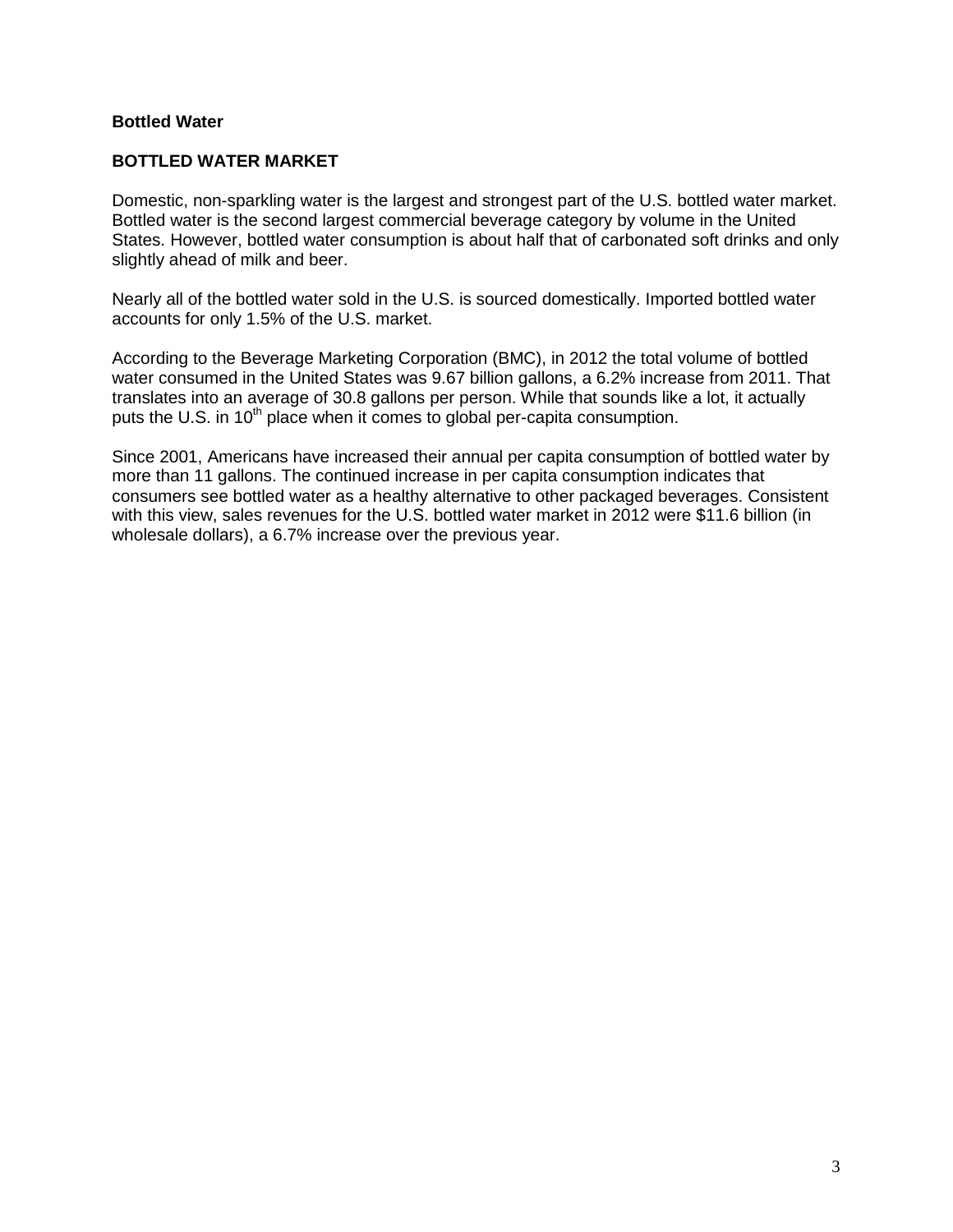**Bottled Water**

## BOTTLED WATER MARKET

Domestic, non-sparkling water is the largest and strongest part of the U.S. bottled water market. Bottled water is the second largest commercial beverage category by volume in the United States. However, bottled water consumption is about half that of carbonated soft drinks and only slightly ahead of milk and beer.

Nearly all of the bottled water sold in the U.S. is sourced domestically. Imported bottled water accounts for only 1.5% of the U.S. market.

According to the Beverage Marketing Corporation (BMC), in 2012 the total volume of bottled water consumed in the United States was 9.67 billion gallons, a 6.2% increase from 2011. That translates into an average of 30.8 gallons per person. While that sounds like a lot, it actually puts the U.S. in 10th place when it comes to global per-capita consumption.

Since 2001, Americans have increased their annual per capita consumption of bottled water by more than 11 gallons. The continued increase in per capita consumption indicates that consumers see bottled water as a healthy alternative to other packaged beverages. Consistent with this view, sales revenues for the U.S. bottled water market in 2012 were $11.6 billion (in wholesale dollars), a 6.7% increase over the previous year.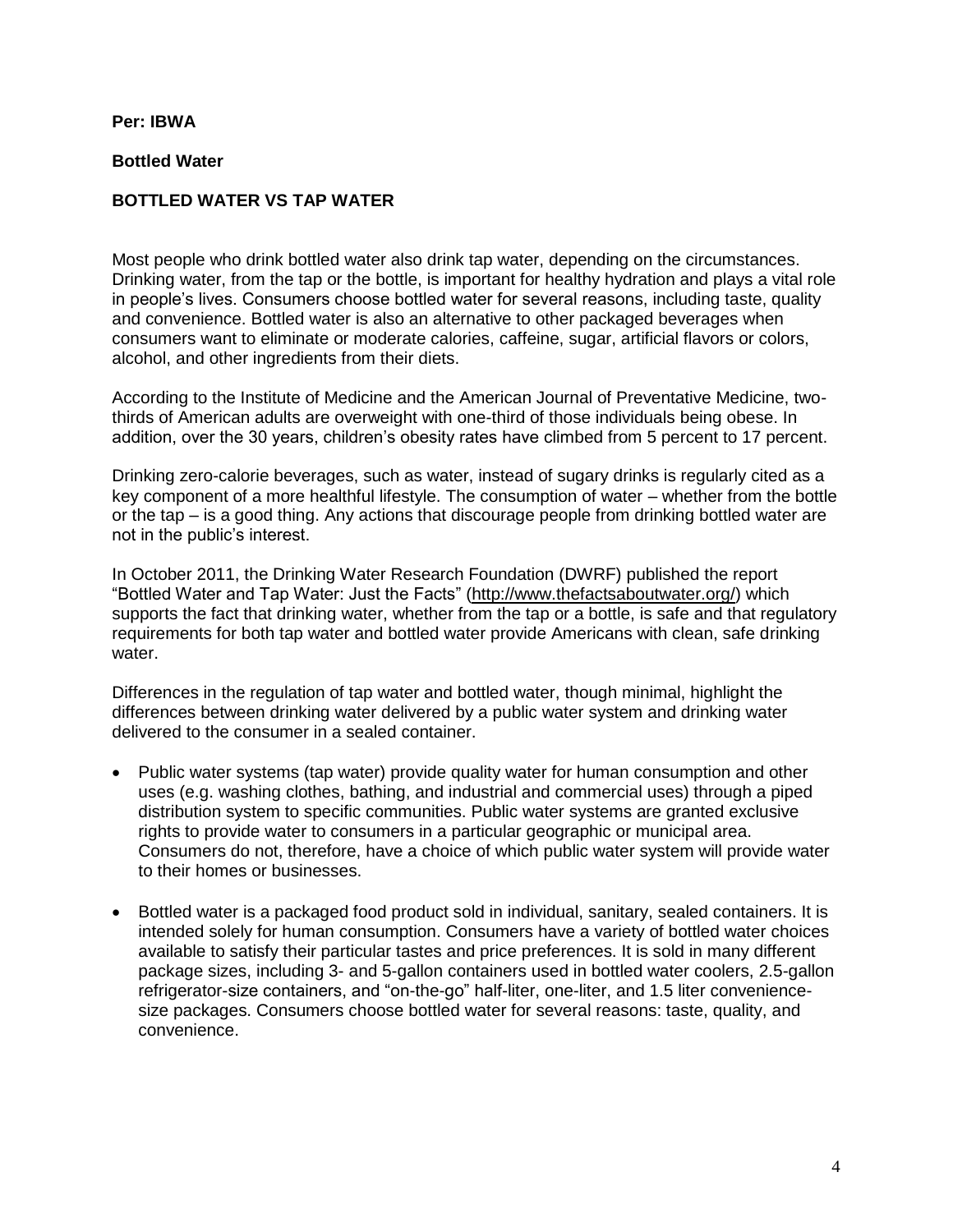**Per: IBWA**

**Bottled Water**

**BOTTLED WATER VS TAP WATER**

Most people who drink bottled water also drink tap water, depending on the circumstances. Drinking water, from the tap or the bottle, is important for healthy hydration and plays a vital role in people's lives. Consumers choose bottled water for several reasons, including taste, quality and convenience. Bottled water is also an alternative to other packaged beverages when consumers want to eliminate or moderate calories, caffeine, sugar, artificial flavors or colors, alcohol, and other ingredients from their diets.

According to the Institute of Medicine and the American Journal of Preventative Medicine, two-thirds of American adults are overweight with one-third of those individuals being obese. In addition, over the 30 years, children's obesity rates have climbed from 5 percent to 17 percent.

Drinking zero-calorie beverages, such as water, instead of sugary drinks is regularly cited as a key component of a more healthful lifestyle. The consumption of water – whether from the bottle or the tap – is a good thing. Any actions that discourage people from drinking bottled water are not in the public's interest.

In October 2011, the Drinking Water Research Foundation (DWRF) published the report "Bottled Water and Tap Water: Just the Facts" (http://www.thefactsaboutwater.org/) which supports the fact that drinking water, whether from the tap or a bottle, is safe and that regulatory requirements for both tap water and bottled water provide Americans with clean, safe drinking water.

Differences in the regulation of tap water and bottled water, though minimal, highlight the differences between drinking water delivered by a public water system and drinking water delivered to the consumer in a sealed container.

- Public water systems (tap water) provide quality water for human consumption and other uses (e.g. washing clothes, bathing, and industrial and commercial uses) through a piped distribution system to specific communities. Public water systems are granted exclusive rights to provide water to consumers in a particular geographic or municipal area. Consumers do not, therefore, have a choice of which public water system will provide water to their homes or businesses.

- Bottled water is a packaged food product sold in individual, sanitary, sealed containers. It is intended solely for human consumption. Consumers have a variety of bottled water choices available to satisfy their particular tastes and price preferences. It is sold in many different package sizes, including 3- and 5-gallon containers used in bottled water coolers, 2.5-gallon refrigerator-size containers, and "on-the-go" half-liter, one-liter, and 1.5 liter convenience-size packages. Consumers choose bottled water for several reasons: taste, quality, and convenience.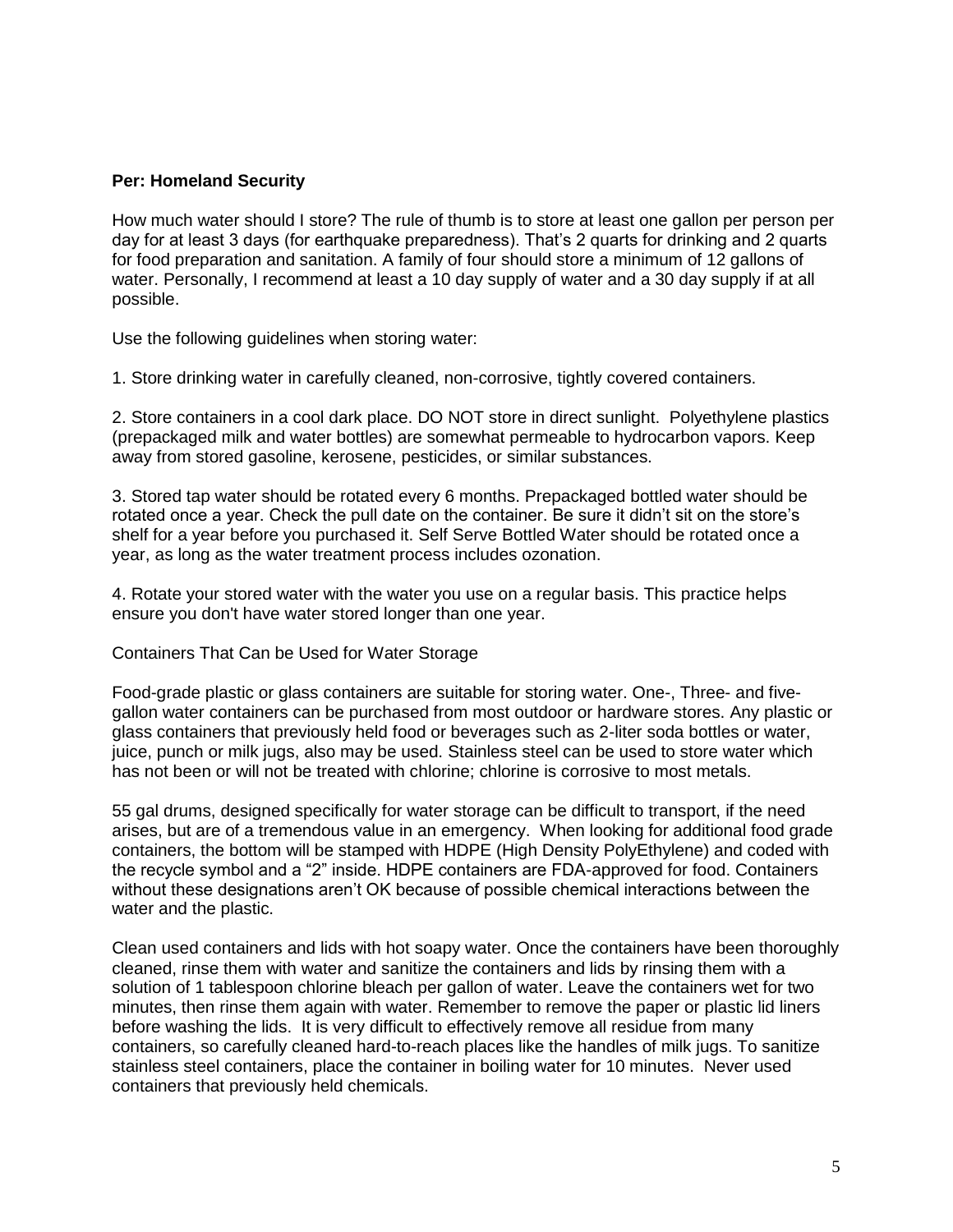**Per: Homeland Security**

How much water should I store? The rule of thumb is to store at least one gallon per person per day for at least 3 days (for earthquake preparedness). That's 2 quarts for drinking and 2 quarts for food preparation and sanitation. A family of four should store a minimum of 12 gallons of water. Personally, I recommend at least a 10 day supply of water and a 30 day supply if at all possible.

Use the following guidelines when storing water:

1. Store drinking water in carefully cleaned, non-corrosive, tightly covered containers.

2. Store containers in a cool dark place. DO NOT store in direct sunlight. Polyethylene plastics (prepackaged milk and water bottles) are somewhat permeable to hydrocarbon vapors. Keep away from stored gasoline, kerosene, pesticides, or similar substances.

3. Stored tap water should be rotated every 6 months. Prepackaged bottled water should be rotated once a year. Check the pull date on the container. Be sure it didn't sit on the store's shelf for a year before you purchased it. Self Serve Bottled Water should be rotated once a year, as long as the water treatment process includes ozonation.

4. Rotate your stored water with the water you use on a regular basis. This practice helps ensure you don't have water stored longer than one year.

Containers That Can be Used for Water Storage

Food-grade plastic or glass containers are suitable for storing water. One-, Three- and five-gallon water containers can be purchased from most outdoor or hardware stores. Any plastic or glass containers that previously held food or beverages such as 2-liter soda bottles or water, juice, punch or milk jugs, also may be used. Stainless steel can be used to store water which has not been or will not be treated with chlorine; chlorine is corrosive to most metals.

55 gal drums, designed specifically for water storage can be difficult to transport, if the need arises, but are of a tremendous value in an emergency. When looking for additional food grade containers, the bottom will be stamped with HDPE (High Density PolyEthylene) and coded with the recycle symbol and a "2" inside. HDPE containers are FDA-approved for food. Containers without these designations aren't OK because of possible chemical interactions between the water and the plastic.

Clean used containers and lids with hot soapy water. Once the containers have been thoroughly cleaned, rinse them with water and sanitize the containers and lids by rinsing them with a solution of 1 tablespoon chlorine bleach per gallon of water. Leave the containers wet for two minutes, then rinse them again with water. Remember to remove the paper or plastic lid liners before washing the lids. It is very difficult to effectively remove all residue from many containers, so carefully cleaned hard-to-reach places like the handles of milk jugs. To sanitize stainless steel containers, place the container in boiling water for 10 minutes. Never used containers that previously held chemicals.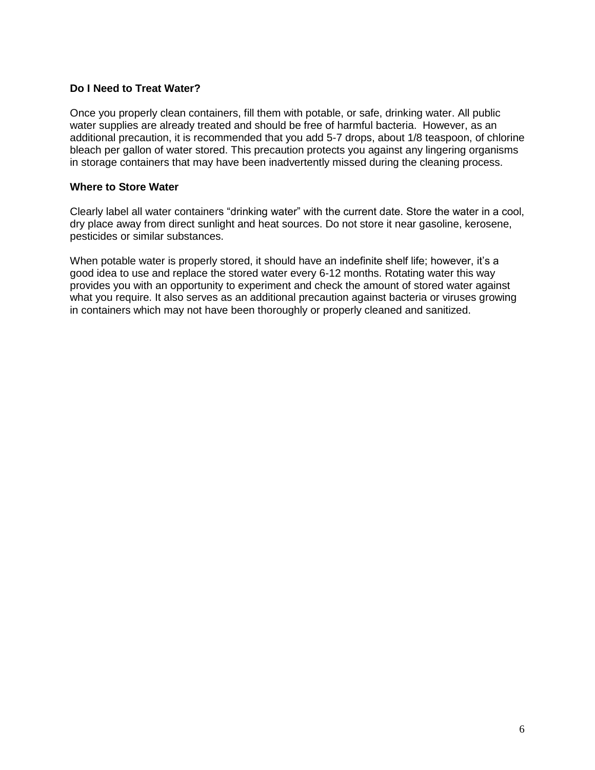**Do I Need to Treat Water?**

Once you properly clean containers, fill them with potable, or safe, drinking water. All public water supplies are already treated and should be free of harmful bacteria. However, as an additional precaution, it is recommended that you add 5-7 drops, about 1/8 teaspoon, of chlorine bleach per gallon of water stored. This precaution protects you against any lingering organisms in storage containers that may have been inadvertently missed during the cleaning process.

**Where to Store Water**

Clearly label all water containers “drinking water” with the current date. Store the water in a cool, dry place away from direct sunlight and heat sources. Do not store it near gasoline, kerosene, pesticides or similar substances.

When potable water is properly stored, it should have an indefinite shelf life; however, it’s a good idea to use and replace the stored water every 6-12 months. Rotating water this way provides you with an opportunity to experiment and check the amount of stored water against what you require. It also serves as an additional precaution against bacteria or viruses growing in containers which may not have been thoroughly or properly cleaned and sanitized.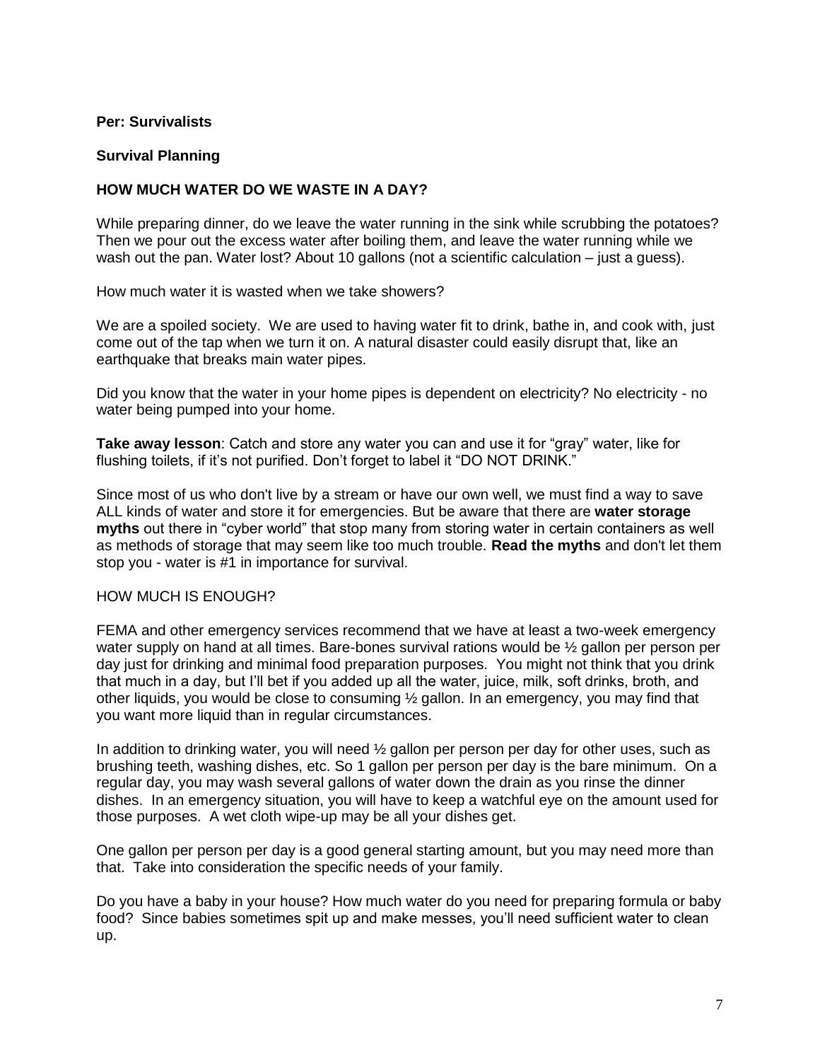**Per: Survivalists**

**Survival Planning**

**HOW MUCH WATER DO WE WASTE IN A DAY?**

While preparing dinner, do we leave the water running in the sink while scrubbing the potatoes? Then we pour out the excess water after boiling them, and leave the water running while we wash out the pan. Water lost? About 10 gallons (not a scientific calculation – just a guess).

How much water it is wasted when we take showers?

We are a spoiled society. We are used to having water fit to drink, bathe in, and cook with, just come out of the tap when we turn it on. A natural disaster could easily disrupt that, like an earthquake that breaks main water pipes.

Did you know that the water in your home pipes is dependent on electricity? No electricity - no water being pumped into your home.

**Take away lesson**: Catch and store any water you can and use it for "gray" water, like for flushing toilets, if it's not purified. Don't forget to label it "DO NOT DRINK."

Since most of us who don't live by a stream or have our own well, we must find a way to save ALL kinds of water and store it for emergencies. But be aware that there are **water storage myths** out there in "cyber world" that stop many from storing water in certain containers as well as methods of storage that may seem like too much trouble. **Read the myths** and don't let them stop you - water is #1 in importance for survival.

HOW MUCH IS ENOUGH?

FEMA and other emergency services recommend that we have at least a two-week emergency water supply on hand at all times. Bare-bones survival rations would be ½ gallon per person per day just for drinking and minimal food preparation purposes. You might not think that you drink that much in a day, but I'll bet if you added up all the water, juice, milk, soft drinks, broth, and other liquids, you would be close to consuming ½ gallon. In an emergency, you may find that you want more liquid than in regular circumstances.

In addition to drinking water, you will need ½ gallon per person per day for other uses, such as brushing teeth, washing dishes, etc. So 1 gallon per person per day is the bare minimum. On a regular day, you may wash several gallons of water down the drain as you rinse the dinner dishes. In an emergency situation, you will have to keep a watchful eye on the amount used for those purposes. A wet cloth wipe-up may be all your dishes get.

One gallon per person per day is a good general starting amount, but you may need more than that. Take into consideration the specific needs of your family.

Do you have a baby in your house? How much water do you need for preparing formula or baby food? Since babies sometimes spit up and make messes, you'll need sufficient water to clean up.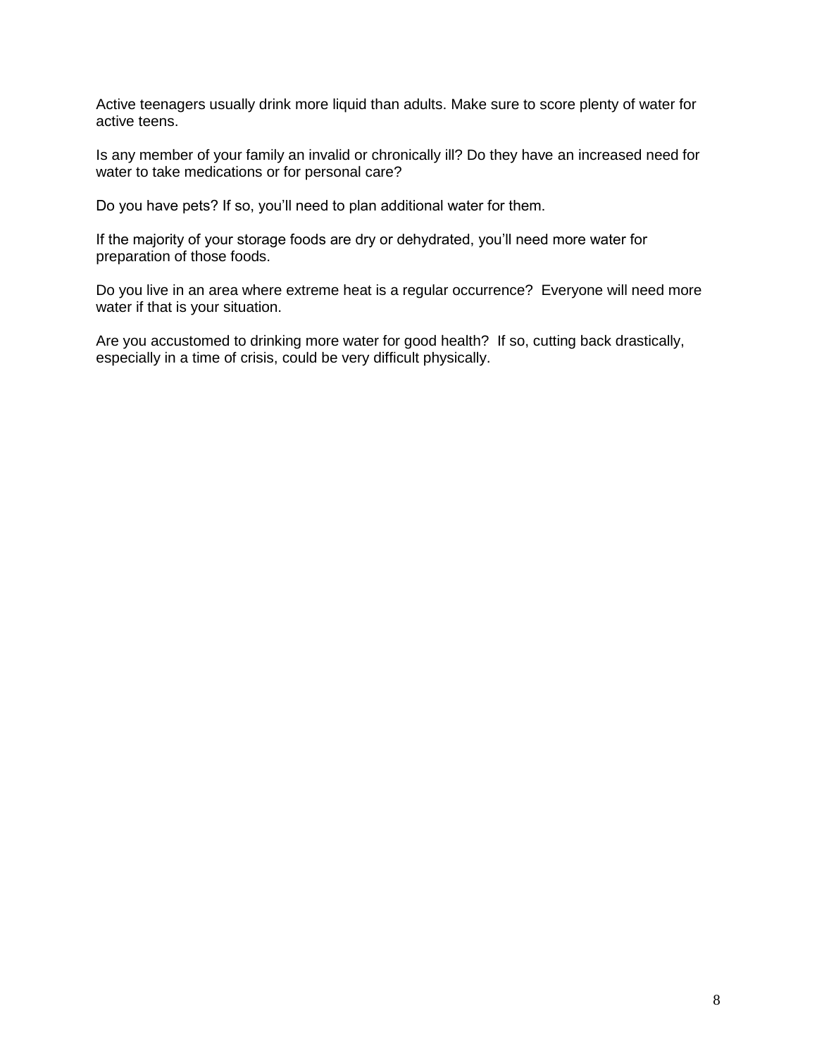Active teenagers usually drink more liquid than adults. Make sure to score plenty of water for active teens.

Is any member of your family an invalid or chronically ill? Do they have an increased need for water to take medications or for personal care?

Do you have pets? If so, you'll need to plan additional water for them.

If the majority of your storage foods are dry or dehydrated, you'll need more water for preparation of those foods.

Do you live in an area where extreme heat is a regular occurrence? Everyone will need more water if that is your situation.

Are you accustomed to drinking more water for good health? If so, cutting back drastically, especially in a time of crisis, could be very difficult physically.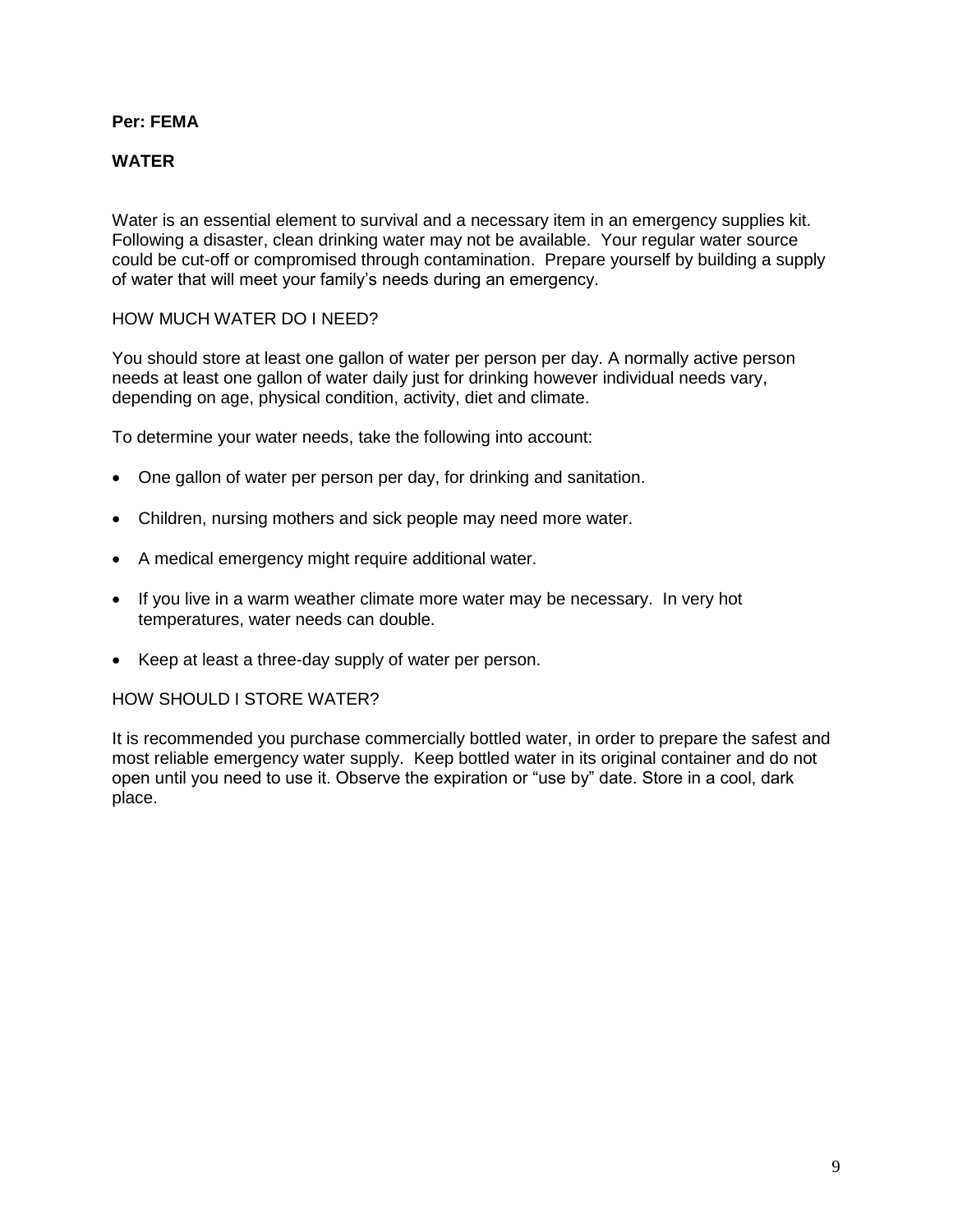**Per: FEMA**

**WATER**

Water is an essential element to survival and a necessary item in an emergency supplies kit. Following a disaster, clean drinking water may not be available. Your regular water source could be cut-off or compromised through contamination. Prepare yourself by building a supply of water that will meet your family's needs during an emergency.

HOW MUCH WATER DO I NEED?

You should store at least one gallon of water per person per day. A normally active person needs at least one gallon of water daily just for drinking however individual needs vary, depending on age, physical condition, activity, diet and climate.

To determine your water needs, take the following into account:

- One gallon of water per person per day, for drinking and sanitation.
- Children, nursing mothers and sick people may need more water.
- A medical emergency might require additional water.
- If you live in a warm weather climate more water may be necessary. In very hot temperatures, water needs can double.
- Keep at least a three-day supply of water per person.

HOW SHOULD I STORE WATER?

It is recommended you purchase commercially bottled water, in order to prepare the safest and most reliable emergency water supply. Keep bottled water in its original container and do not open until you need to use it. Observe the expiration or "use by" date. Store in a cool, dark place.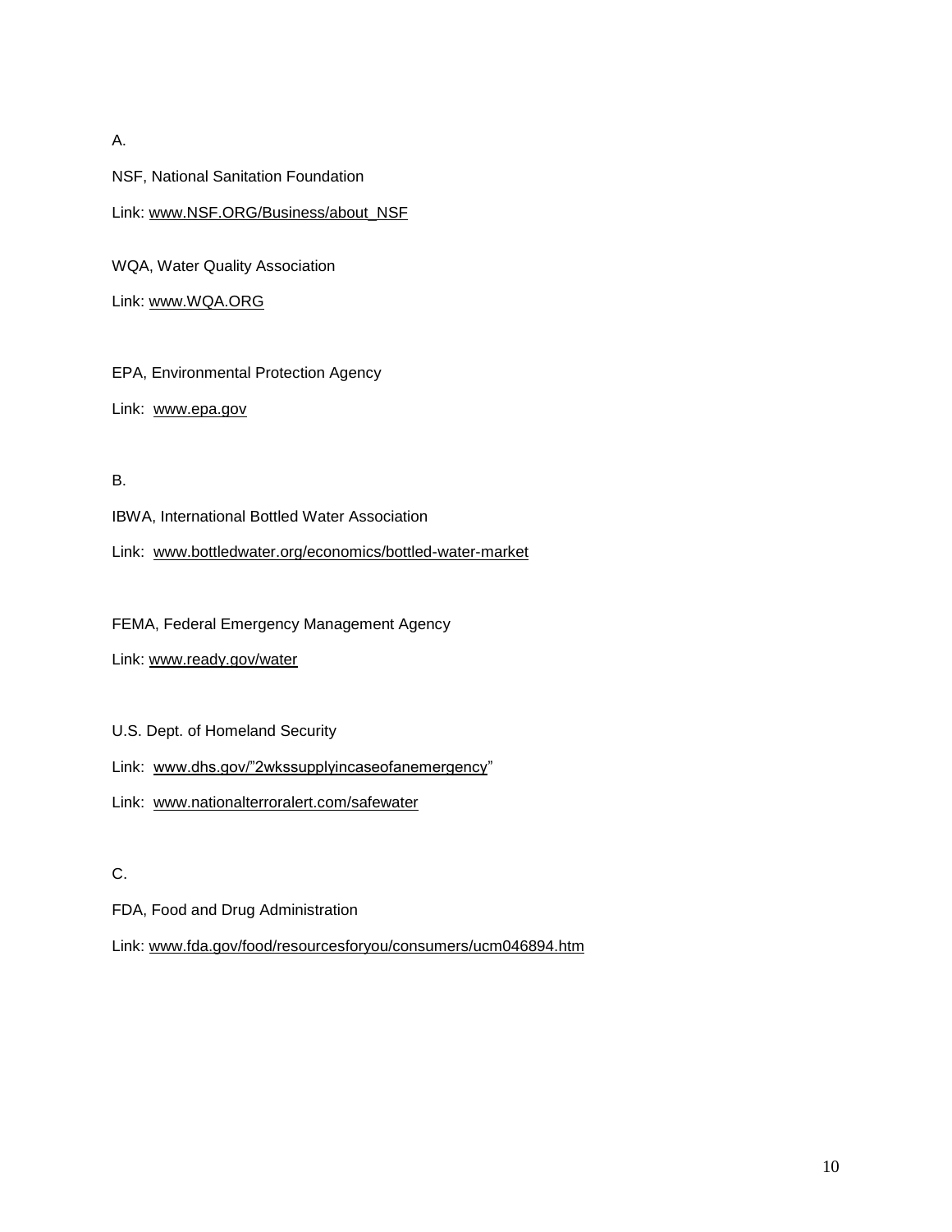A.

NSF, National Sanitation Foundation

Link: www.NSF.ORG/Business/about_NSF

WQA, Water Quality Association

Link: www.WQA.ORG

EPA, Environmental Protection Agency

Link: www.epa.gov

B.

IBWA, International Bottled Water Association

Link: www.bottledwater.org/economics/bottled-water-market

FEMA, Federal Emergency Management Agency

Link: www.ready.gov/water

U.S. Dept. of Homeland Security

Link: www.dhs.gov/"2wkssupplyincaseofanemergency"

Link: www.nationalterroralert.com/safewater

C.

FDA, Food and Drug Administration

Link: www.fda.gov/food/resourcesforyou/consumers/ucm046894.htm